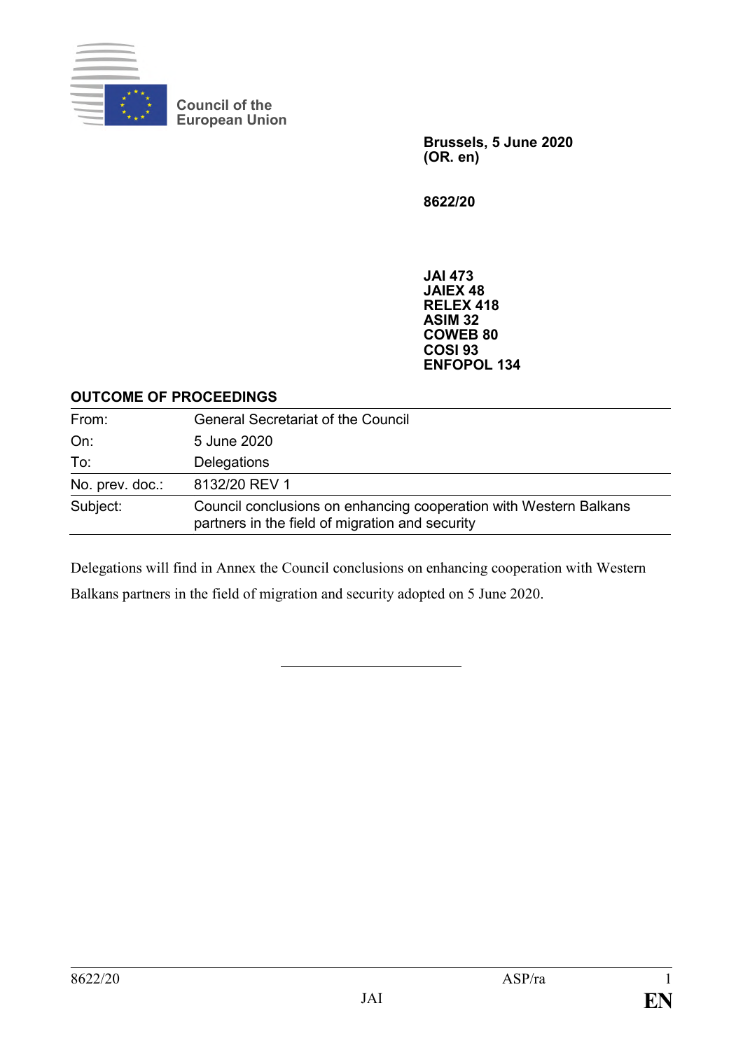Council of the European Union

**Brussels, 5 June 2020**
**(OR. en)**

**8622/20**

**JAI 473**
**JAIEX 48**
**RELEX 418**
**ASIM 32**
**COWEB 80**
**COSI 93**
**ENFOPOL 134**

**OUTCOME OF PROCEEDINGS**

| | |
|---|---|
| From: | General Secretariat of the Council |
| On: | 5 June 2020 |
| To: | Delegations |
| No. prev. doc.: | 8132/20 REV 1 |
| Subject: | Council conclusions on enhancing cooperation with Western Balkans partners in the field of migration and security |

Delegations will find in Annex the Council conclusions on enhancing cooperation with Western Balkans partners in the field of migration and security adopted on 5 June 2020.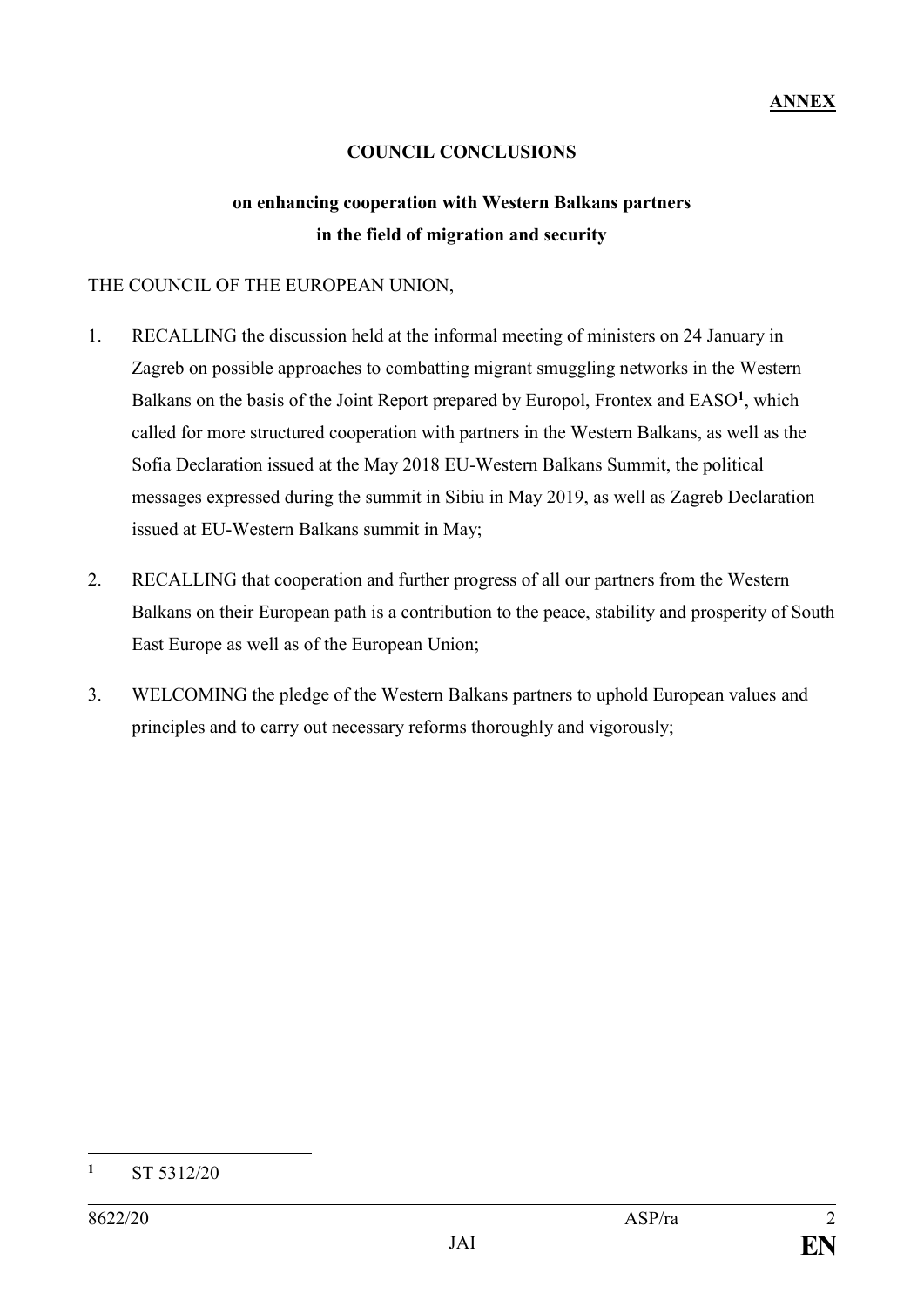**ANNEX**

**COUNCIL CONCLUSIONS**

**on enhancing cooperation with Western Balkans partners in the field of migration and security**

THE COUNCIL OF THE EUROPEAN UNION,

1. RECALLING the discussion held at the informal meeting of ministers on 24 January in Zagreb on possible approaches to combatting migrant smuggling networks in the Western Balkans on the basis of the Joint Report prepared by Europol, Frontex and EASO[1], which called for more structured cooperation with partners in the Western Balkans, as well as the Sofia Declaration issued at the May 2018 EU-Western Balkans Summit, the political messages expressed during the summit in Sibiu in May 2019, as well as Zagreb Declaration issued at EU-Western Balkans summit in May;

2. RECALLING that cooperation and further progress of all our partners from the Western Balkans on their European path is a contribution to the peace, stability and prosperity of South East Europe as well as of the European Union;

3. WELCOMING the pledge of the Western Balkans partners to uphold European values and principles and to carry out necessary reforms thoroughly and vigorously;

---

[1] ST 5312/20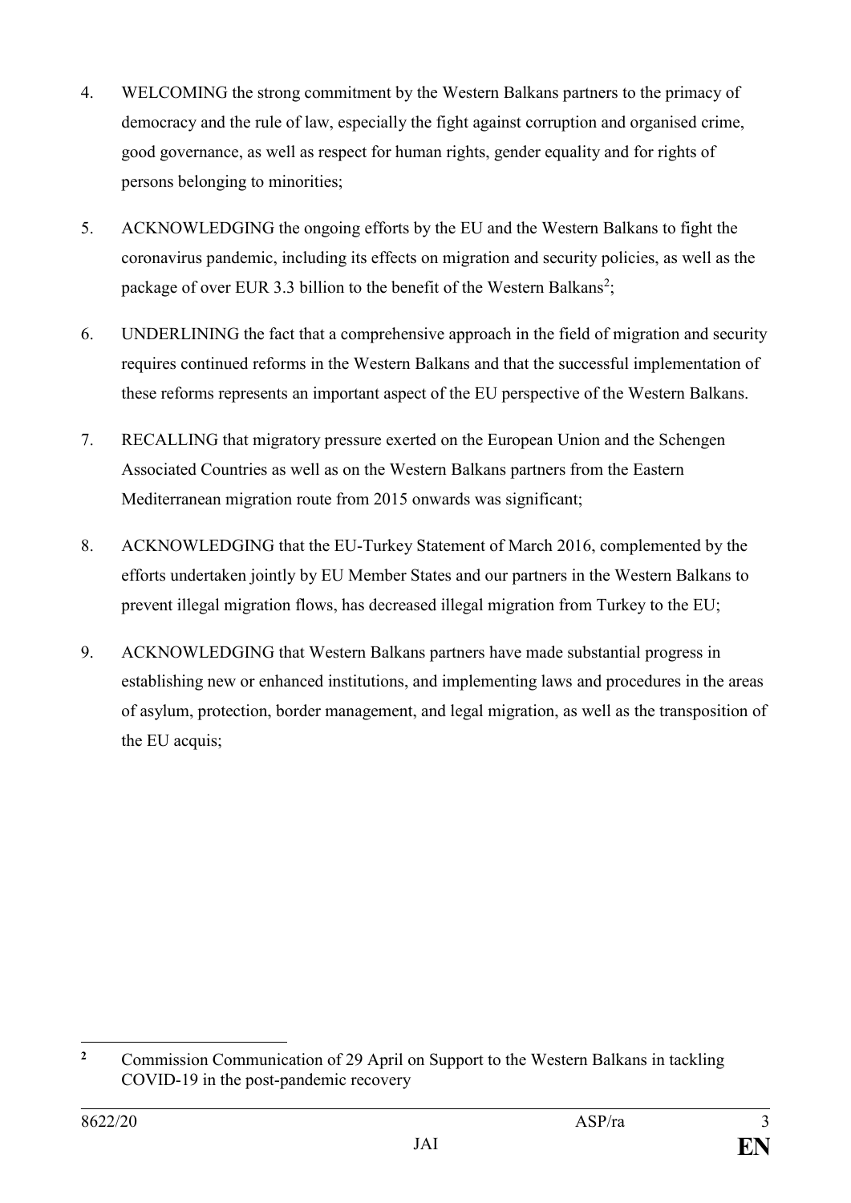4. WELCOMING the strong commitment by the Western Balkans partners to the primacy of democracy and the rule of law, especially the fight against corruption and organised crime, good governance, as well as respect for human rights, gender equality and for rights of persons belonging to minorities;

5. ACKNOWLEDGING the ongoing efforts by the EU and the Western Balkans to fight the coronavirus pandemic, including its effects on migration and security policies, as well as the package of over EUR 3.3 billion to the benefit of the Western Balkans[2];

6. UNDERLINING the fact that a comprehensive approach in the field of migration and security requires continued reforms in the Western Balkans and that the successful implementation of these reforms represents an important aspect of the EU perspective of the Western Balkans.

7. RECALLING that migratory pressure exerted on the European Union and the Schengen Associated Countries as well as on the Western Balkans partners from the Eastern Mediterranean migration route from 2015 onwards was significant;

8. ACKNOWLEDGING that the EU-Turkey Statement of March 2016, complemented by the efforts undertaken jointly by EU Member States and our partners in the Western Balkans to prevent illegal migration flows, has decreased illegal migration from Turkey to the EU;

9. ACKNOWLEDGING that Western Balkans partners have made substantial progress in establishing new or enhanced institutions, and implementing laws and procedures in the areas of asylum, protection, border management, and legal migration, as well as the transposition of the EU acquis;

---

[2] Commission Communication of 29 April on Support to the Western Balkans in tackling COVID-19 in the post-pandemic recovery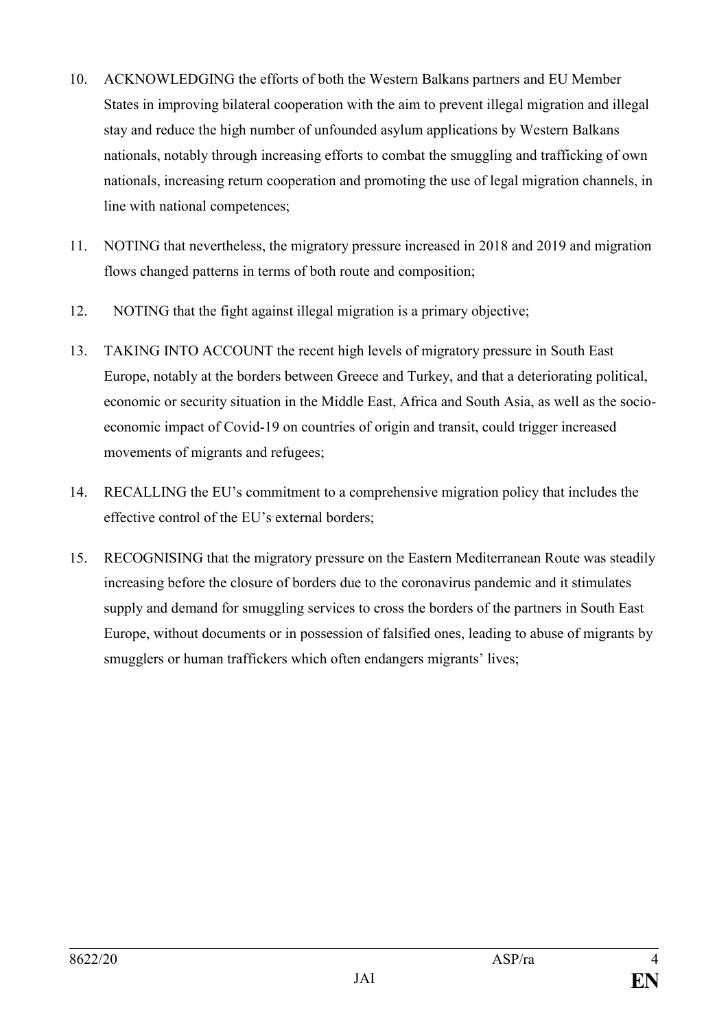10. ACKNOWLEDGING the efforts of both the Western Balkans partners and EU Member States in improving bilateral cooperation with the aim to prevent illegal migration and illegal stay and reduce the high number of unfounded asylum applications by Western Balkans nationals, notably through increasing efforts to combat the smuggling and trafficking of own nationals, increasing return cooperation and promoting the use of legal migration channels, in line with national competences;

11. NOTING that nevertheless, the migratory pressure increased in 2018 and 2019 and migration flows changed patterns in terms of both route and composition;

12. NOTING that the fight against illegal migration is a primary objective;

13. TAKING INTO ACCOUNT the recent high levels of migratory pressure in South East Europe, notably at the borders between Greece and Turkey, and that a deteriorating political, economic or security situation in the Middle East, Africa and South Asia, as well as the socio-economic impact of Covid-19 on countries of origin and transit, could trigger increased movements of migrants and refugees;

14. RECALLING the EU's commitment to a comprehensive migration policy that includes the effective control of the EU's external borders;

15. RECOGNISING that the migratory pressure on the Eastern Mediterranean Route was steadily increasing before the closure of borders due to the coronavirus pandemic and it stimulates supply and demand for smuggling services to cross the borders of the partners in South East Europe, without documents or in possession of falsified ones, leading to abuse of migrants by smugglers or human traffickers which often endangers migrants' lives;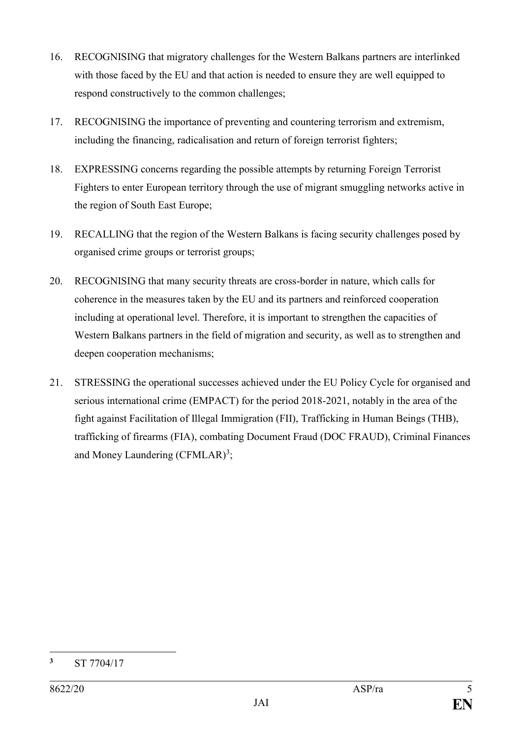16. RECOGNISING that migratory challenges for the Western Balkans partners are interlinked with those faced by the EU and that action is needed to ensure they are well equipped to respond constructively to the common challenges;

17. RECOGNISING the importance of preventing and countering terrorism and extremism, including the financing, radicalisation and return of foreign terrorist fighters;

18. EXPRESSING concerns regarding the possible attempts by returning Foreign Terrorist Fighters to enter European territory through the use of migrant smuggling networks active in the region of South East Europe;

19. RECALLING that the region of the Western Balkans is facing security challenges posed by organised crime groups or terrorist groups;

20. RECOGNISING that many security threats are cross-border in nature, which calls for coherence in the measures taken by the EU and its partners and reinforced cooperation including at operational level. Therefore, it is important to strengthen the capacities of Western Balkans partners in the field of migration and security, as well as to strengthen and deepen cooperation mechanisms;

21. STRESSING the operational successes achieved under the EU Policy Cycle for organised and serious international crime (EMPACT) for the period 2018-2021, notably in the area of the fight against Facilitation of Illegal Immigration (FII), Trafficking in Human Beings (THB), trafficking of firearms (FIA), combating Document Fraud (DOC FRAUD), Criminal Finances and Money Laundering (CFMLAR)[3];

---

[3] ST 7704/17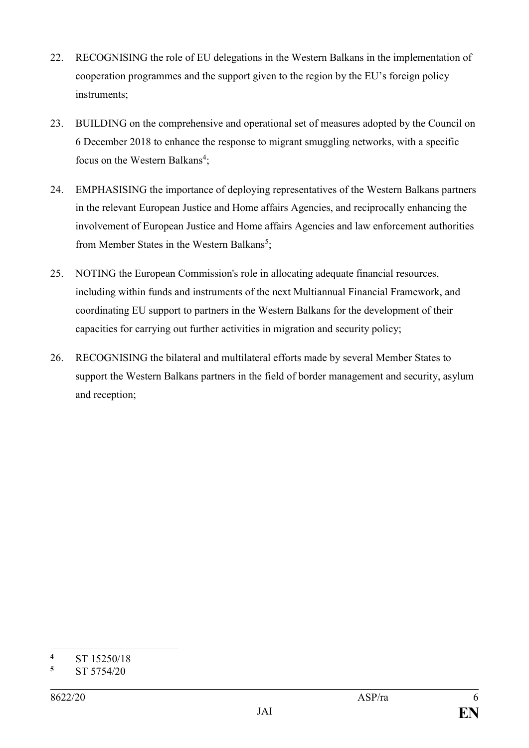22. RECOGNISING the role of EU delegations in the Western Balkans in the implementation of cooperation programmes and the support given to the region by the EU's foreign policy instruments;

23. BUILDING on the comprehensive and operational set of measures adopted by the Council on 6 December 2018 to enhance the response to migrant smuggling networks, with a specific focus on the Western Balkans[4];

24. EMPHASISING the importance of deploying representatives of the Western Balkans partners in the relevant European Justice and Home affairs Agencies, and reciprocally enhancing the involvement of European Justice and Home affairs Agencies and law enforcement authorities from Member States in the Western Balkans[5];

25. NOTING the European Commission's role in allocating adequate financial resources, including within funds and instruments of the next Multiannual Financial Framework, and coordinating EU support to partners in the Western Balkans for the development of their capacities for carrying out further activities in migration and security policy;

26. RECOGNISING the bilateral and multilateral efforts made by several Member States to support the Western Balkans partners in the field of border management and security, asylum and reception;

---

[4] ST 15250/18

[5] ST 5754/20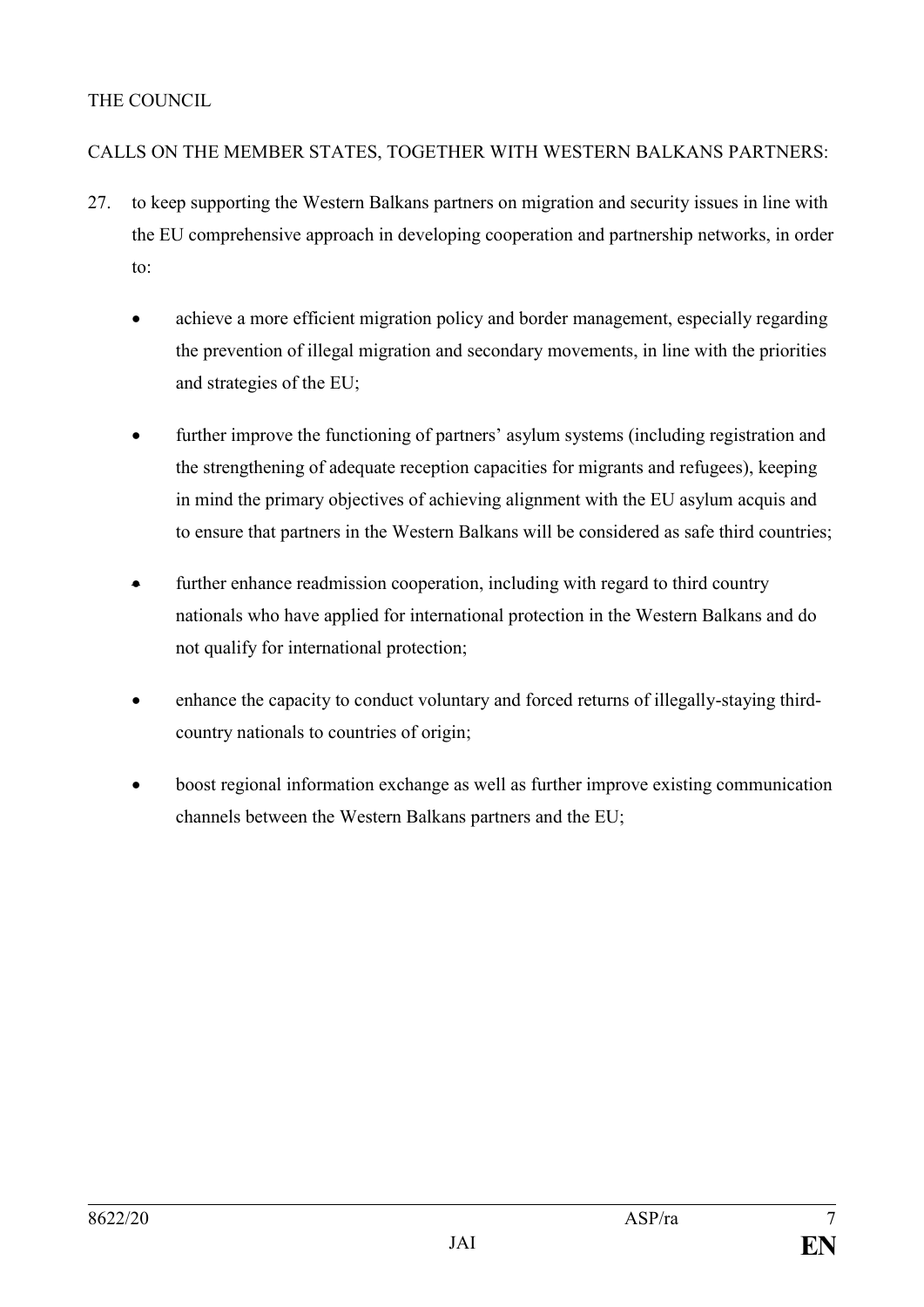THE COUNCIL

CALLS ON THE MEMBER STATES, TOGETHER WITH WESTERN BALKANS PARTNERS:

27. to keep supporting the Western Balkans partners on migration and security issues in line with the EU comprehensive approach in developing cooperation and partnership networks, in order to:

    - achieve a more efficient migration policy and border management, especially regarding the prevention of illegal migration and secondary movements, in line with the priorities and strategies of the EU;

    - further improve the functioning of partners' asylum systems (including registration and the strengthening of adequate reception capacities for migrants and refugees), keeping in mind the primary objectives of achieving alignment with the EU asylum acquis and to ensure that partners in the Western Balkans will be considered as safe third countries;

    - further enhance readmission cooperation, including with regard to third country nationals who have applied for international protection in the Western Balkans and do not qualify for international protection;

    - enhance the capacity to conduct voluntary and forced returns of illegally-staying third-country nationals to countries of origin;

    - boost regional information exchange as well as further improve existing communication channels between the Western Balkans partners and the EU;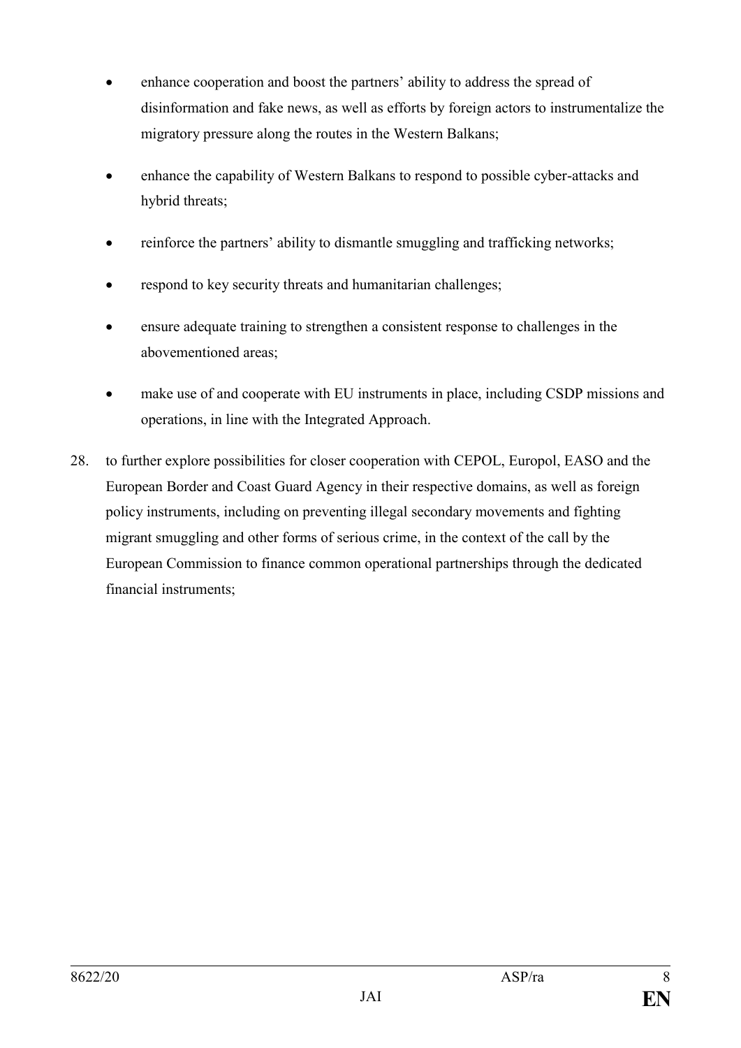- enhance cooperation and boost the partners' ability to address the spread of disinformation and fake news, as well as efforts by foreign actors to instrumentalize the migratory pressure along the routes in the Western Balkans;
- enhance the capability of Western Balkans to respond to possible cyber-attacks and hybrid threats;
- reinforce the partners' ability to dismantle smuggling and trafficking networks;
- respond to key security threats and humanitarian challenges;
- ensure adequate training to strengthen a consistent response to challenges in the abovementioned areas;
- make use of and cooperate with EU instruments in place, including CSDP missions and operations, in line with the Integrated Approach.

28. to further explore possibilities for closer cooperation with CEPOL, Europol, EASO and the European Border and Coast Guard Agency in their respective domains, as well as foreign policy instruments, including on preventing illegal secondary movements and fighting migrant smuggling and other forms of serious crime, in the context of the call by the European Commission to finance common operational partnerships through the dedicated financial instruments;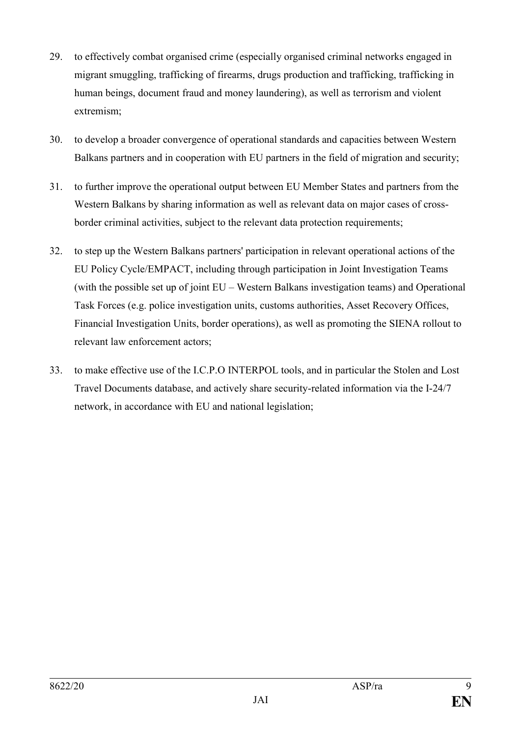29. to effectively combat organised crime (especially organised criminal networks engaged in migrant smuggling, trafficking of firearms, drugs production and trafficking, trafficking in human beings, document fraud and money laundering), as well as terrorism and violent extremism;

30. to develop a broader convergence of operational standards and capacities between Western Balkans partners and in cooperation with EU partners in the field of migration and security;

31. to further improve the operational output between EU Member States and partners from the Western Balkans by sharing information as well as relevant data on major cases of cross-border criminal activities, subject to the relevant data protection requirements;

32. to step up the Western Balkans partners' participation in relevant operational actions of the EU Policy Cycle/EMPACT, including through participation in Joint Investigation Teams (with the possible set up of joint EU – Western Balkans investigation teams) and Operational Task Forces (e.g. police investigation units, customs authorities, Asset Recovery Offices, Financial Investigation Units, border operations), as well as promoting the SIENA rollout to relevant law enforcement actors;

33. to make effective use of the I.C.P.O INTERPOL tools, and in particular the Stolen and Lost Travel Documents database, and actively share security-related information via the I-24/7 network, in accordance with EU and national legislation;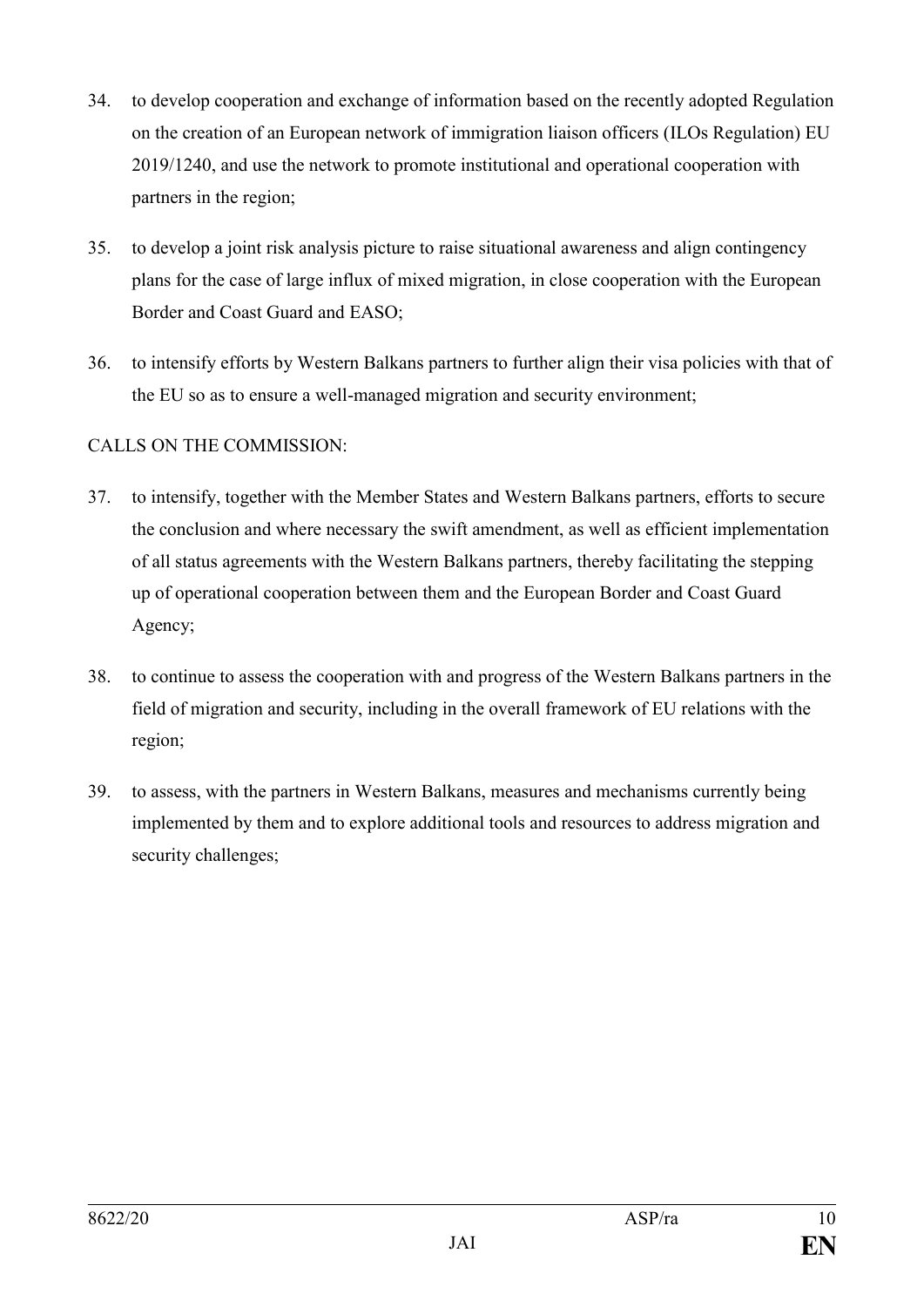34. to develop cooperation and exchange of information based on the recently adopted Regulation on the creation of an European network of immigration liaison officers (ILOs Regulation) EU 2019/1240, and use the network to promote institutional and operational cooperation with partners in the region;

35. to develop a joint risk analysis picture to raise situational awareness and align contingency plans for the case of large influx of mixed migration, in close cooperation with the European Border and Coast Guard and EASO;

36. to intensify efforts by Western Balkans partners to further align their visa policies with that of the EU so as to ensure a well-managed migration and security environment;

CALLS ON THE COMMISSION:

37. to intensify, together with the Member States and Western Balkans partners, efforts to secure the conclusion and where necessary the swift amendment, as well as efficient implementation of all status agreements with the Western Balkans partners, thereby facilitating the stepping up of operational cooperation between them and the European Border and Coast Guard Agency;

38. to continue to assess the cooperation with and progress of the Western Balkans partners in the field of migration and security, including in the overall framework of EU relations with the region;

39. to assess, with the partners in Western Balkans, measures and mechanisms currently being implemented by them and to explore additional tools and resources to address migration and security challenges;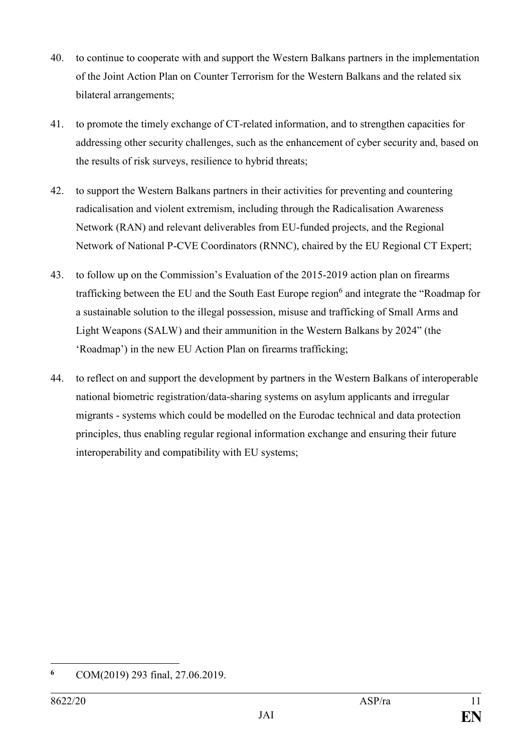40. to continue to cooperate with and support the Western Balkans partners in the implementation of the Joint Action Plan on Counter Terrorism for the Western Balkans and the related six bilateral arrangements;

41. to promote the timely exchange of CT-related information, and to strengthen capacities for addressing other security challenges, such as the enhancement of cyber security and, based on the results of risk surveys, resilience to hybrid threats;

42. to support the Western Balkans partners in their activities for preventing and countering radicalisation and violent extremism, including through the Radicalisation Awareness Network (RAN) and relevant deliverables from EU-funded projects, and the Regional Network of National P-CVE Coordinators (RNNC), chaired by the EU Regional CT Expert;

43. to follow up on the Commission's Evaluation of the 2015-2019 action plan on firearms trafficking between the EU and the South East Europe region[6] and integrate the "Roadmap for a sustainable solution to the illegal possession, misuse and trafficking of Small Arms and Light Weapons (SALW) and their ammunition in the Western Balkans by 2024" (the 'Roadmap') in the new EU Action Plan on firearms trafficking;

44. to reflect on and support the development by partners in the Western Balkans of interoperable national biometric registration/data-sharing systems on asylum applicants and irregular migrants - systems which could be modelled on the Eurodac technical and data protection principles, thus enabling regular regional information exchange and ensuring their future interoperability and compatibility with EU systems;

---

[6] COM(2019) 293 final, 27.06.2019.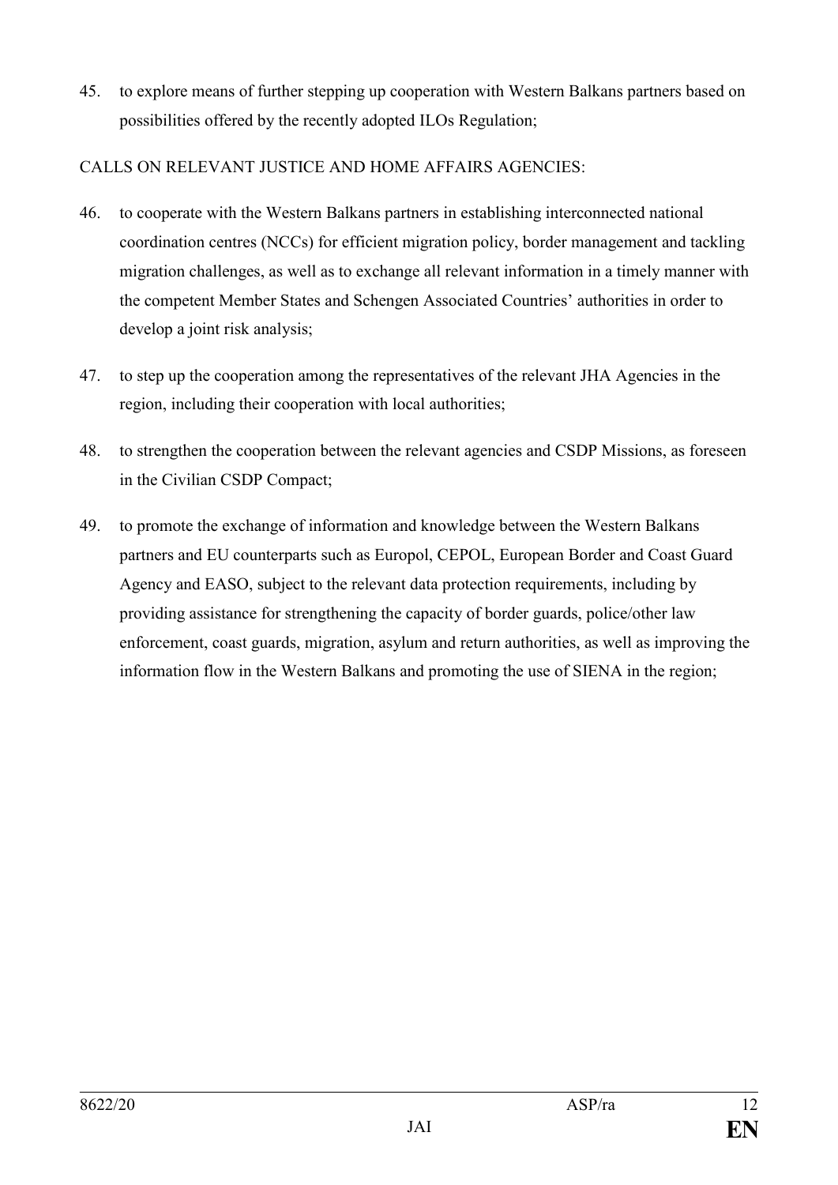45. to explore means of further stepping up cooperation with Western Balkans partners based on possibilities offered by the recently adopted ILOs Regulation;

CALLS ON RELEVANT JUSTICE AND HOME AFFAIRS AGENCIES:

46. to cooperate with the Western Balkans partners in establishing interconnected national coordination centres (NCCs) for efficient migration policy, border management and tackling migration challenges, as well as to exchange all relevant information in a timely manner with the competent Member States and Schengen Associated Countries' authorities in order to develop a joint risk analysis;

47. to step up the cooperation among the representatives of the relevant JHA Agencies in the region, including their cooperation with local authorities;

48. to strengthen the cooperation between the relevant agencies and CSDP Missions, as foreseen in the Civilian CSDP Compact;

49. to promote the exchange of information and knowledge between the Western Balkans partners and EU counterparts such as Europol, CEPOL, European Border and Coast Guard Agency and EASO, subject to the relevant data protection requirements, including by providing assistance for strengthening the capacity of border guards, police/other law enforcement, coast guards, migration, asylum and return authorities, as well as improving the information flow in the Western Balkans and promoting the use of SIENA in the region;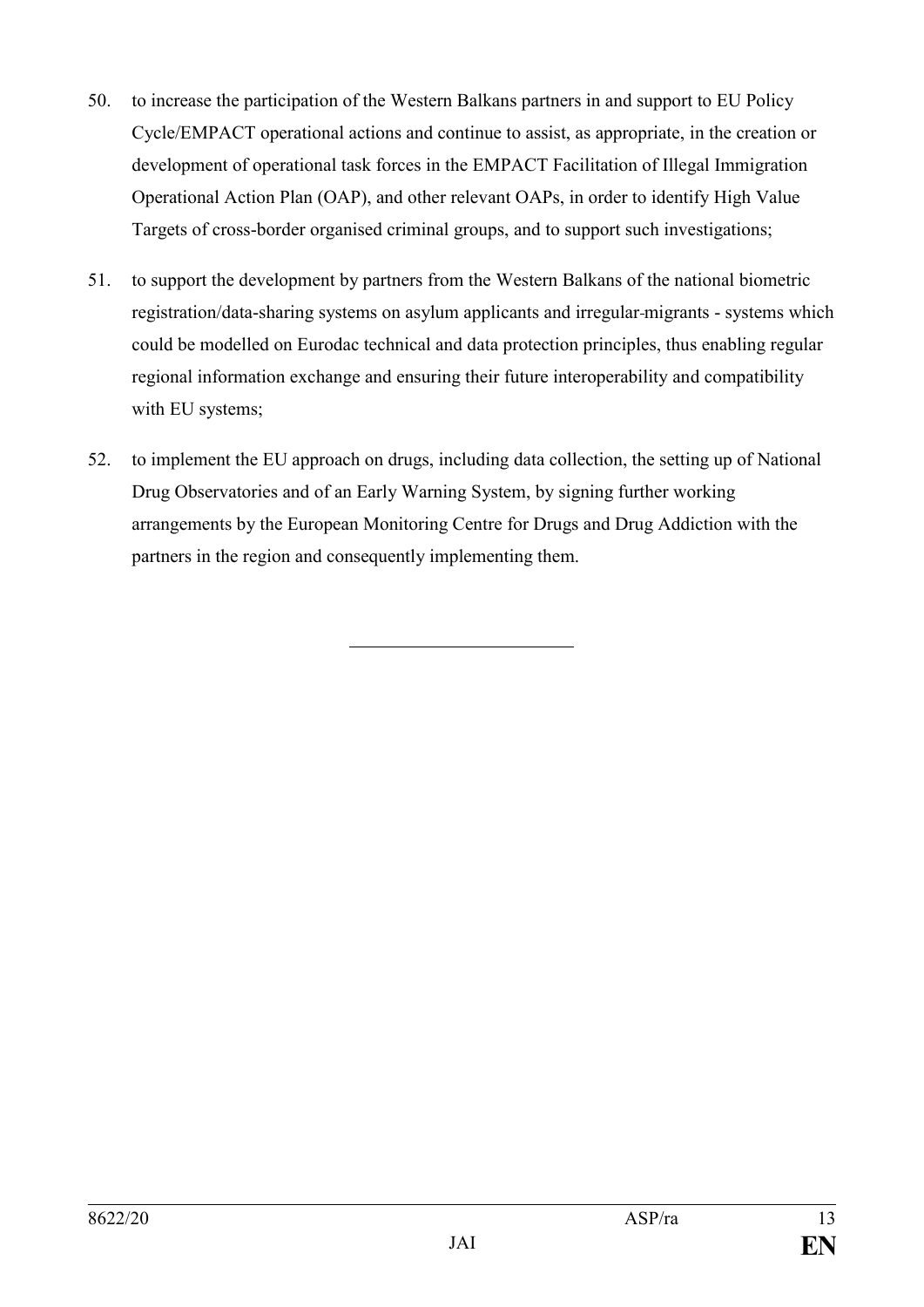50. to increase the participation of the Western Balkans partners in and support to EU Policy Cycle/EMPACT operational actions and continue to assist, as appropriate, in the creation or development of operational task forces in the EMPACT Facilitation of Illegal Immigration Operational Action Plan (OAP), and other relevant OAPs, in order to identify High Value Targets of cross-border organised criminal groups, and to support such investigations;

51. to support the development by partners from the Western Balkans of the national biometric registration/data-sharing systems on asylum applicants and irregular-migrants - systems which could be modelled on Eurodac technical and data protection principles, thus enabling regular regional information exchange and ensuring their future interoperability and compatibility with EU systems;

52. to implement the EU approach on drugs, including data collection, the setting up of National Drug Observatories and of an Early Warning System, by signing further working arrangements by the European Monitoring Centre for Drugs and Drug Addiction with the partners in the region and consequently implementing them.